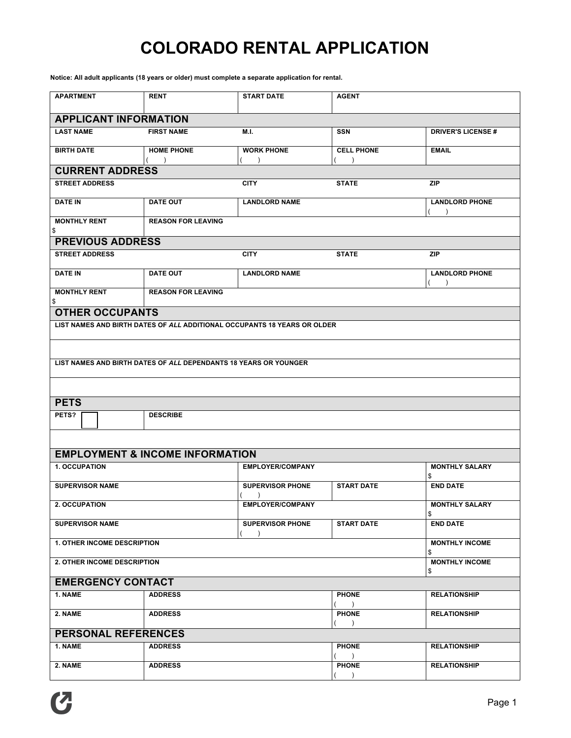# COLORADO RENTAL APPLICATION

**Notice: All adult applicants (18 years or older) must complete a separate application for rental.**

| APARTMENT | RENT | START DATE | AGENT | |
|---|---|---|---|---|
| | | | | |

## APPLICANT INFORMATION

| LAST NAME | FIRST NAME | M.I. | SSN | DRIVER'S LICENSE # |
|---|---|---|---|---|
| | | | | |
| **BIRTH DATE** | **HOME PHONE** ( ) | **WORK PHONE** ( ) | **CELL PHONE** ( ) | **EMAIL** |

## CURRENT ADDRESS

| STREET ADDRESS | | CITY | STATE | ZIP |
|---|---|---|---|---|
| | | | | |
| **DATE IN** | **DATE OUT** | **LANDLORD NAME** | | **LANDLORD PHONE** ( ) |
| **MONTHLY RENT** $ | **REASON FOR LEAVING** | | | |

## PREVIOUS ADDRESS

| STREET ADDRESS | | CITY | STATE | ZIP |
|---|---|---|---|---|
| | | | | |
| **DATE IN** | **DATE OUT** | **LANDLORD NAME** | | **LANDLORD PHONE** ( ) |
| **MONTHLY RENT** $ | **REASON FOR LEAVING** | | | |

## OTHER OCCUPANTS

**LIST NAMES AND BIRTH DATES OF *ALL* ADDITIONAL OCCUPANTS 18 YEARS OR OLDER**

**LIST NAMES AND BIRTH DATES OF *ALL* DEPENDANTS 18 YEARS OR YOUNGER**

## PETS

| PETS? ☐ | DESCRIBE |
|---|---|
| | |

## EMPLOYMENT & INCOME INFORMATION

| 1. OCCUPATION | EMPLOYER/COMPANY | | MONTHLY SALARY |
|---|---|---|---|
| | | | $ |
| **SUPERVISOR NAME** | **SUPERVISOR PHONE** ( ) | **START DATE** | **END DATE** |
| **2. OCCUPATION** | **EMPLOYER/COMPANY** | | **MONTHLY SALARY** $ |
| **SUPERVISOR NAME** | **SUPERVISOR PHONE** ( ) | **START DATE** | **END DATE** |
| **1. OTHER INCOME DESCRIPTION** | | | **MONTHLY INCOME** $ |
| **2. OTHER INCOME DESCRIPTION** | | | **MONTHLY INCOME** $ |

## EMERGENCY CONTACT

| NAME | ADDRESS | PHONE | RELATIONSHIP |
|---|---|---|---|
| 1. | | ( ) | |
| 2. | | ( ) | |

## PERSONAL REFERENCES

| NAME | ADDRESS | PHONE | RELATIONSHIP |
|---|---|---|---|
| 1. | | ( ) | |
| 2. | | ( ) | |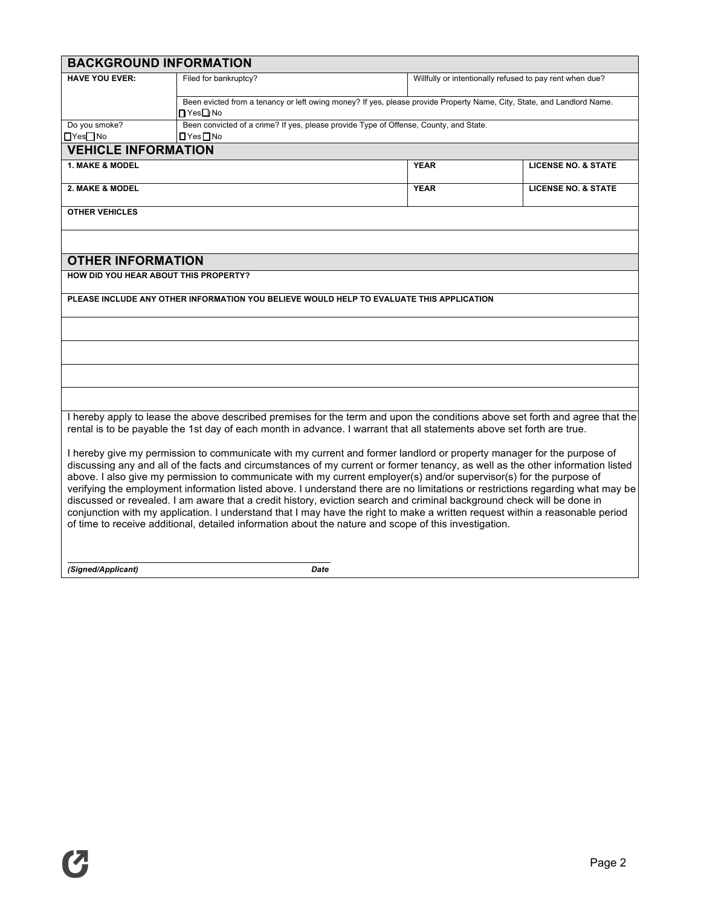## BACKGROUND INFORMATION

| | | |
|---|---|---|
| **HAVE YOU EVER:** | Filed for bankruptcy? | Willfully or intentionally refused to pay rent when due? |
| | Been evicted from a tenancy or left owing money? If yes, please provide Property Name, City, State, and Landlord Name. ☐ Yes ☐ No | |
| Do you smoke? ☐ Yes ☐ No | Been convicted of a crime? If yes, please provide Type of Offense, County, and State. ☐ Yes ☐ No | |

## VEHICLE INFORMATION

| | | |
|---|---|---|
| **1. MAKE & MODEL** | **YEAR** | **LICENSE NO. & STATE** |
| **2. MAKE & MODEL** | **YEAR** | **LICENSE NO. & STATE** |
| **OTHER VEHICLES** | | |
| | | |

## OTHER INFORMATION

**HOW DID YOU HEAR ABOUT THIS PROPERTY?**

**PLEASE INCLUDE ANY OTHER INFORMATION YOU BELIEVE WOULD HELP TO EVALUATE THIS APPLICATION**

I hereby apply to lease the above described premises for the term and upon the conditions above set forth and agree that the rental is to be payable the 1st day of each month in advance. I warrant that all statements above set forth are true.

I hereby give my permission to communicate with my current and former landlord or property manager for the purpose of discussing any and all of the facts and circumstances of my current or former tenancy, as well as the other information listed above. I also give my permission to communicate with my current employer(s) and/or supervisor(s) for the purpose of verifying the employment information listed above. I understand there are no limitations or restrictions regarding what may be discussed or revealed. I am aware that a credit history, eviction search and criminal background check will be done in conjunction with my application. I understand that I may have the right to make a written request within a reasonable period of time to receive additional, detailed information about the nature and scope of this investigation.

___________________________________________

***(Signed/Applicant)*** ***Date***